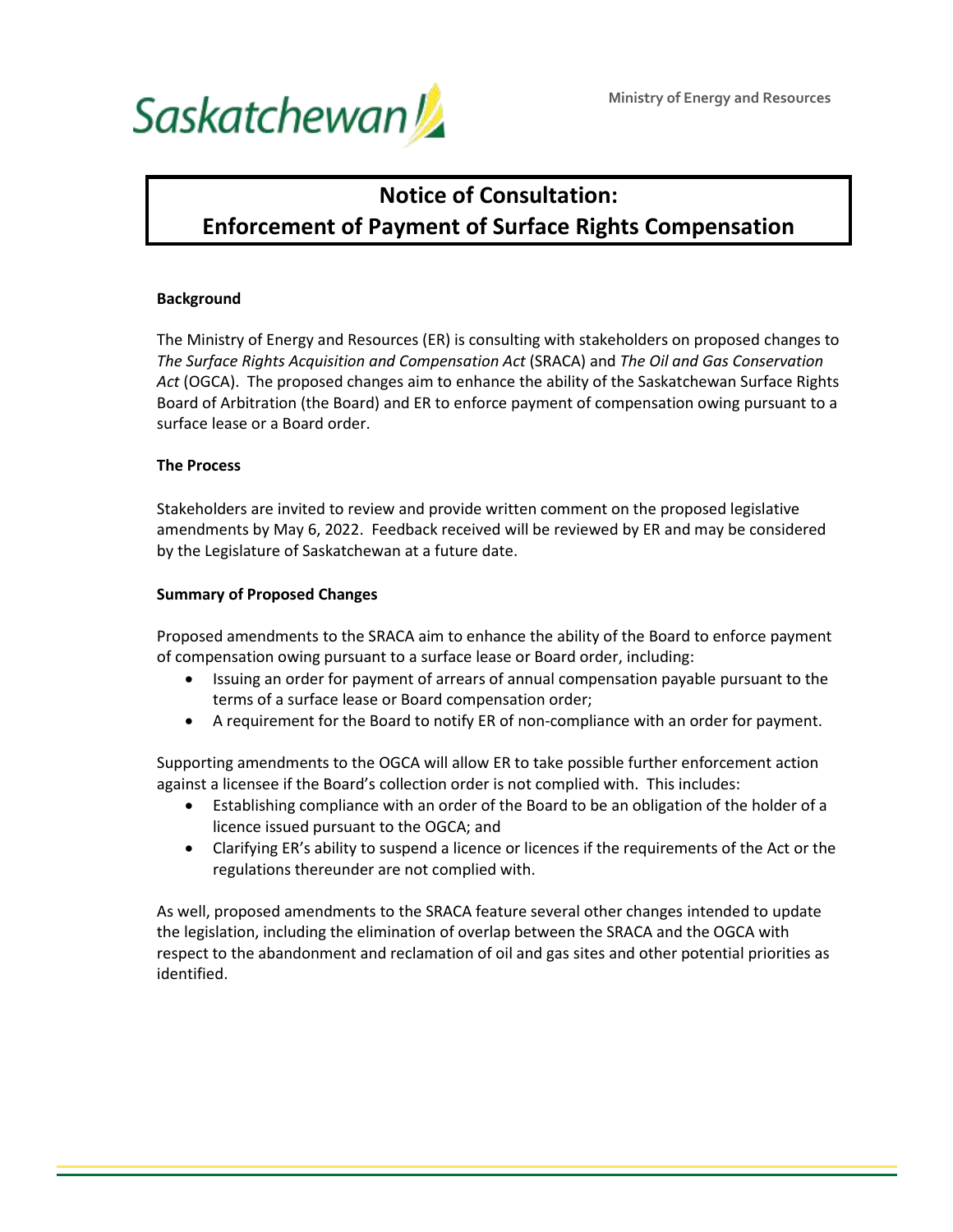Ministry of Energy and Resources

# Notice of Consultation: Enforcement of Payment of Surface Rights Compensation

**Background**

The Ministry of Energy and Resources (ER) is consulting with stakeholders on proposed changes to *The Surface Rights Acquisition and Compensation Act* (SRACA) and *The Oil and Gas Conservation Act* (OGCA). The proposed changes aim to enhance the ability of the Saskatchewan Surface Rights Board of Arbitration (the Board) and ER to enforce payment of compensation owing pursuant to a surface lease or a Board order.

**The Process**

Stakeholders are invited to review and provide written comment on the proposed legislative amendments by May 6, 2022. Feedback received will be reviewed by ER and may be considered by the Legislature of Saskatchewan at a future date.

**Summary of Proposed Changes**

Proposed amendments to the SRACA aim to enhance the ability of the Board to enforce payment of compensation owing pursuant to a surface lease or Board order, including:

- Issuing an order for payment of arrears of annual compensation payable pursuant to the terms of a surface lease or Board compensation order;
- A requirement for the Board to notify ER of non-compliance with an order for payment.

Supporting amendments to the OGCA will allow ER to take possible further enforcement action against a licensee if the Board's collection order is not complied with. This includes:

- Establishing compliance with an order of the Board to be an obligation of the holder of a licence issued pursuant to the OGCA; and
- Clarifying ER's ability to suspend a licence or licences if the requirements of the Act or the regulations thereunder are not complied with.

As well, proposed amendments to the SRACA feature several other changes intended to update the legislation, including the elimination of overlap between the SRACA and the OGCA with respect to the abandonment and reclamation of oil and gas sites and other potential priorities as identified.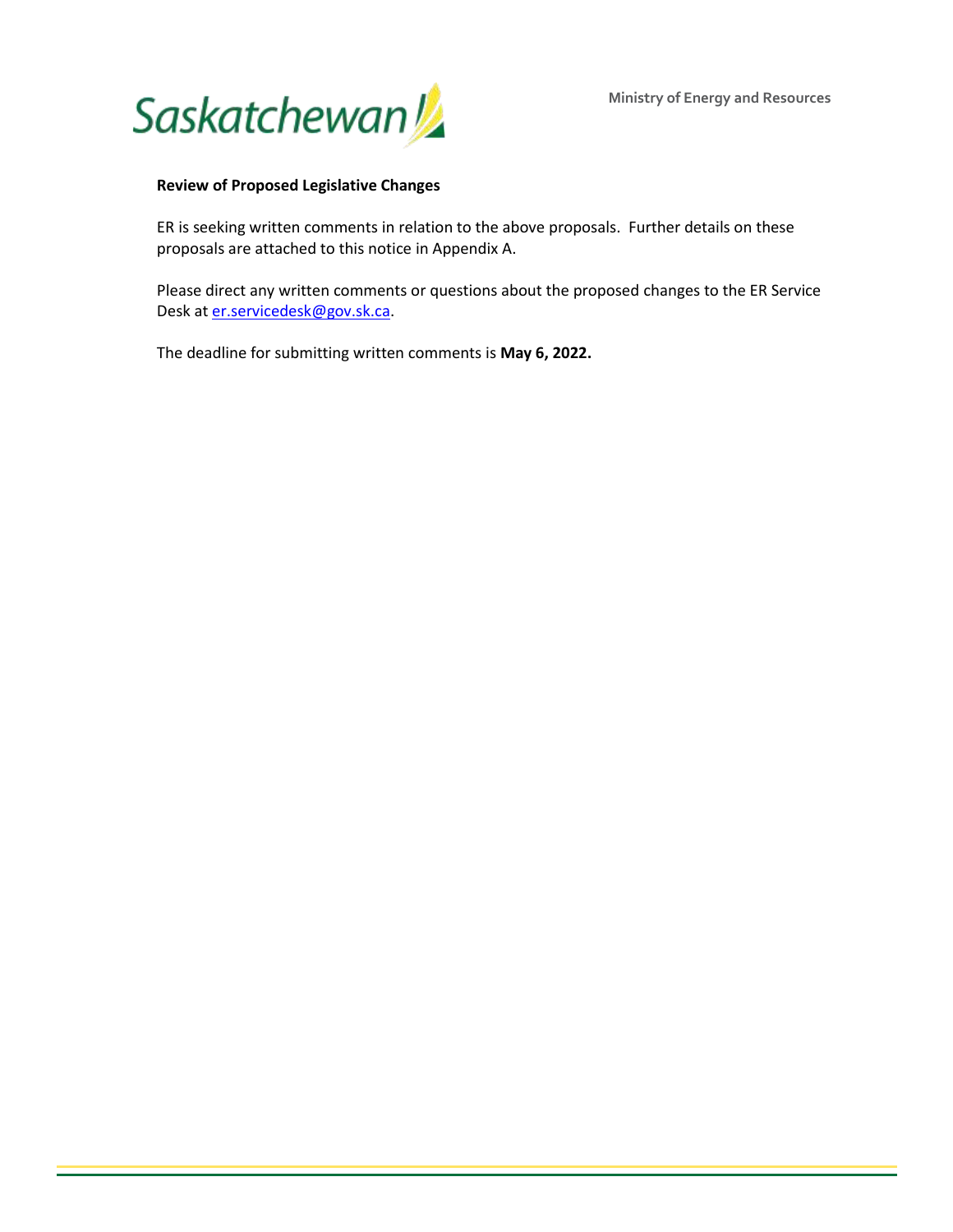**Review of Proposed Legislative Changes**

ER is seeking written comments in relation to the above proposals. Further details on these proposals are attached to this notice in Appendix A.

Please direct any written comments or questions about the proposed changes to the ER Service Desk at er.servicedesk@gov.sk.ca.

The deadline for submitting written comments is **May 6, 2022.**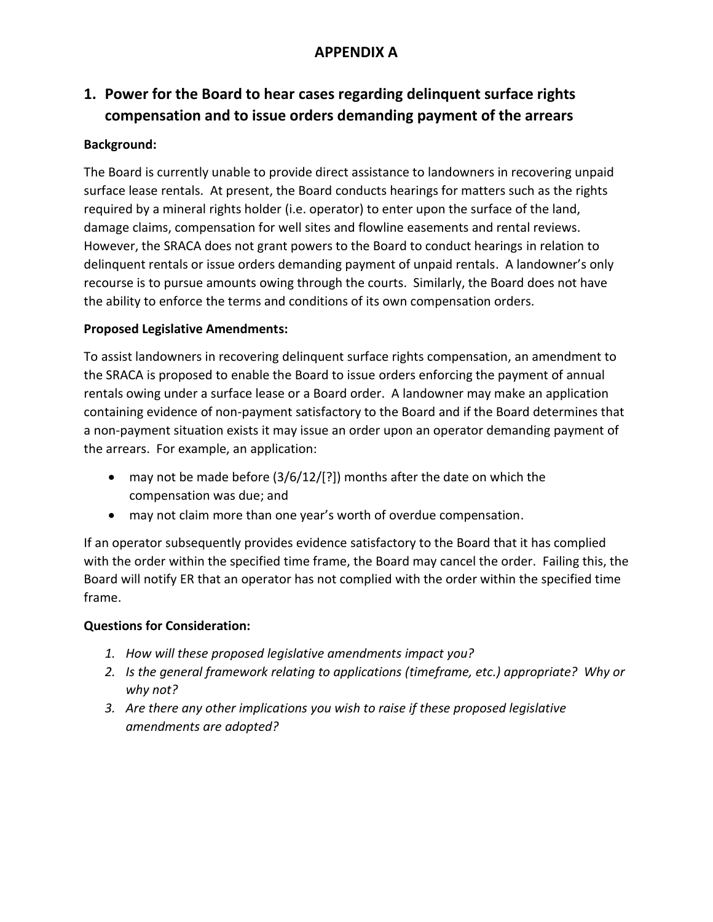# APPENDIX A

## 1. Power for the Board to hear cases regarding delinquent surface rights compensation and to issue orders demanding payment of the arrears

**Background:**

The Board is currently unable to provide direct assistance to landowners in recovering unpaid surface lease rentals. At present, the Board conducts hearings for matters such as the rights required by a mineral rights holder (i.e. operator) to enter upon the surface of the land, damage claims, compensation for well sites and flowline easements and rental reviews. However, the SRACA does not grant powers to the Board to conduct hearings in relation to delinquent rentals or issue orders demanding payment of unpaid rentals. A landowner's only recourse is to pursue amounts owing through the courts. Similarly, the Board does not have the ability to enforce the terms and conditions of its own compensation orders.

**Proposed Legislative Amendments:**

To assist landowners in recovering delinquent surface rights compensation, an amendment to the SRACA is proposed to enable the Board to issue orders enforcing the payment of annual rentals owing under a surface lease or a Board order. A landowner may make an application containing evidence of non-payment satisfactory to the Board and if the Board determines that a non-payment situation exists it may issue an order upon an operator demanding payment of the arrears. For example, an application:

- may not be made before (3/6/12/[?]) months after the date on which the compensation was due; and
- may not claim more than one year's worth of overdue compensation.

If an operator subsequently provides evidence satisfactory to the Board that it has complied with the order within the specified time frame, the Board may cancel the order. Failing this, the Board will notify ER that an operator has not complied with the order within the specified time frame.

**Questions for Consideration:**

1. *How will these proposed legislative amendments impact you?*
2. *Is the general framework relating to applications (timeframe, etc.) appropriate? Why or why not?*
3. *Are there any other implications you wish to raise if these proposed legislative amendments are adopted?*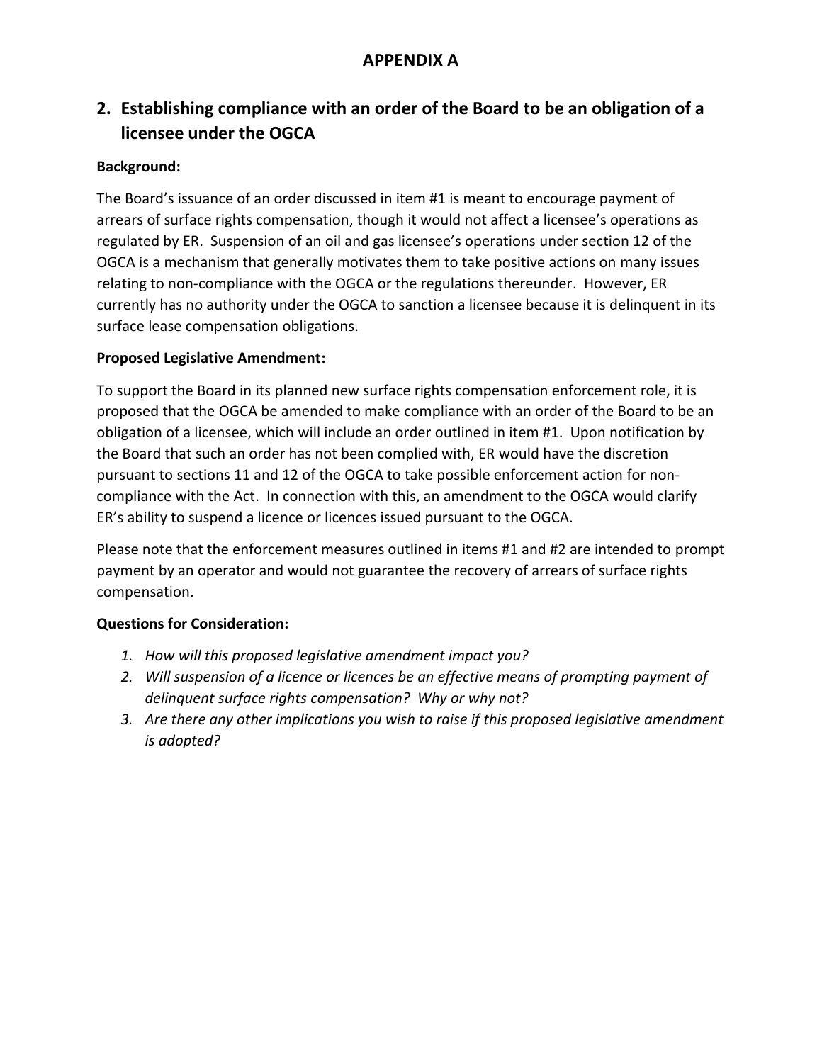# APPENDIX A

## 2. Establishing compliance with an order of the Board to be an obligation of a licensee under the OGCA

**Background:**

The Board's issuance of an order discussed in item #1 is meant to encourage payment of arrears of surface rights compensation, though it would not affect a licensee's operations as regulated by ER. Suspension of an oil and gas licensee's operations under section 12 of the OGCA is a mechanism that generally motivates them to take positive actions on many issues relating to non-compliance with the OGCA or the regulations thereunder. However, ER currently has no authority under the OGCA to sanction a licensee because it is delinquent in its surface lease compensation obligations.

**Proposed Legislative Amendment:**

To support the Board in its planned new surface rights compensation enforcement role, it is proposed that the OGCA be amended to make compliance with an order of the Board to be an obligation of a licensee, which will include an order outlined in item #1. Upon notification by the Board that such an order has not been complied with, ER would have the discretion pursuant to sections 11 and 12 of the OGCA to take possible enforcement action for non-compliance with the Act. In connection with this, an amendment to the OGCA would clarify ER's ability to suspend a licence or licences issued pursuant to the OGCA.

Please note that the enforcement measures outlined in items #1 and #2 are intended to prompt payment by an operator and would not guarantee the recovery of arrears of surface rights compensation.

**Questions for Consideration:**

1. *How will this proposed legislative amendment impact you?*
2. *Will suspension of a licence or licences be an effective means of prompting payment of delinquent surface rights compensation? Why or why not?*
3. *Are there any other implications you wish to raise if this proposed legislative amendment is adopted?*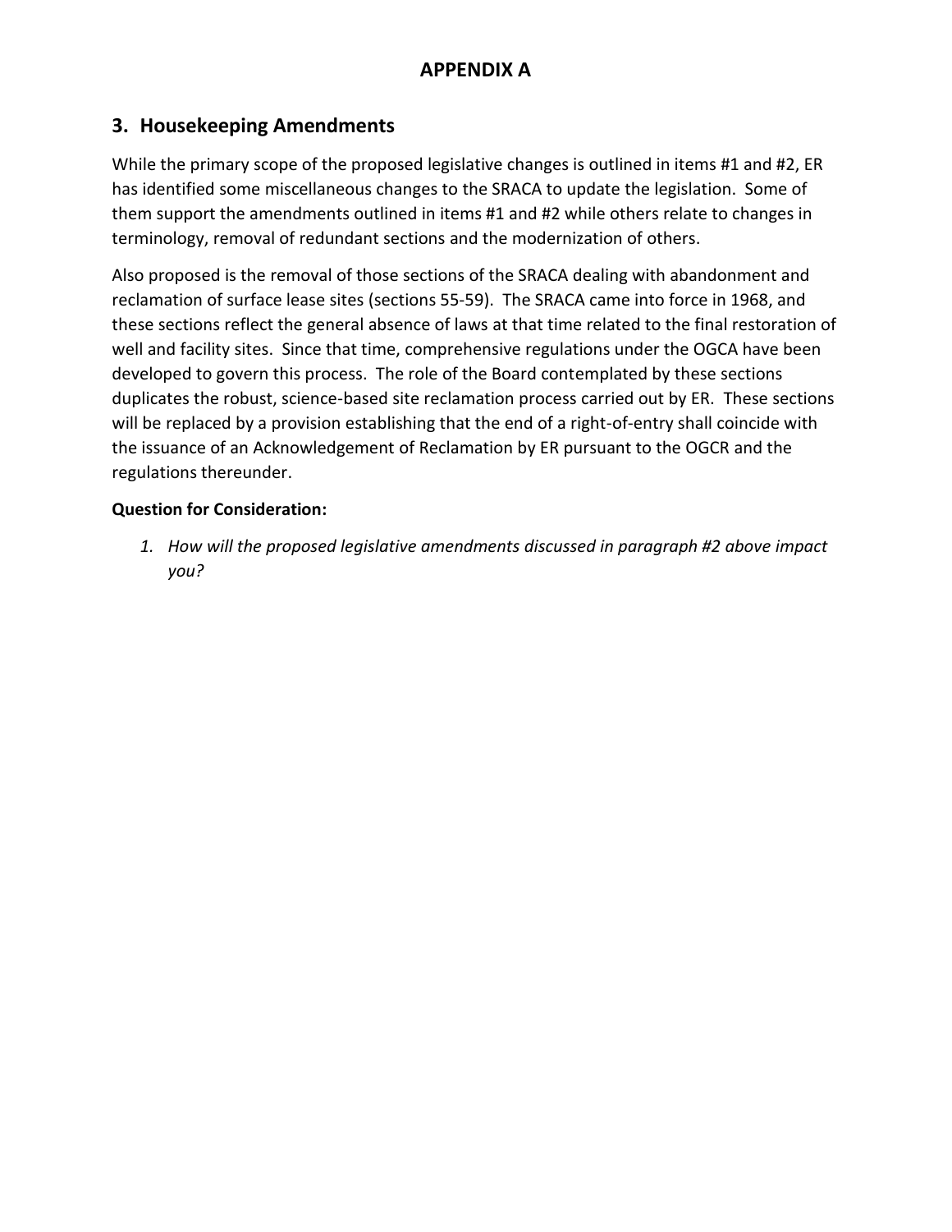# APPENDIX A

## 3. Housekeeping Amendments

While the primary scope of the proposed legislative changes is outlined in items #1 and #2, ER has identified some miscellaneous changes to the SRACA to update the legislation. Some of them support the amendments outlined in items #1 and #2 while others relate to changes in terminology, removal of redundant sections and the modernization of others.

Also proposed is the removal of those sections of the SRACA dealing with abandonment and reclamation of surface lease sites (sections 55-59). The SRACA came into force in 1968, and these sections reflect the general absence of laws at that time related to the final restoration of well and facility sites. Since that time, comprehensive regulations under the OGCA have been developed to govern this process. The role of the Board contemplated by these sections duplicates the robust, science-based site reclamation process carried out by ER. These sections will be replaced by a provision establishing that the end of a right-of-entry shall coincide with the issuance of an Acknowledgement of Reclamation by ER pursuant to the OGCR and the regulations thereunder.

**Question for Consideration:**

1. *How will the proposed legislative amendments discussed in paragraph #2 above impact you?*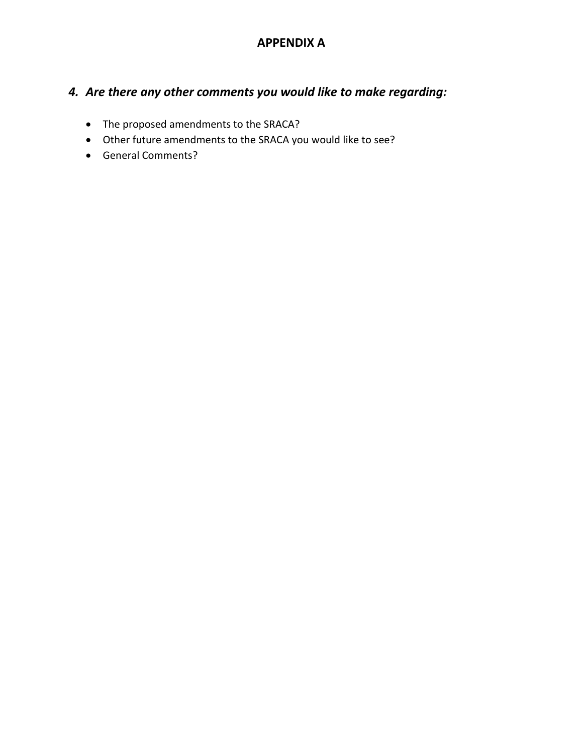# APPENDIX A

## *4. Are there any other comments you would like to make regarding:*

- The proposed amendments to the SRACA?
- Other future amendments to the SRACA you would like to see?
- General Comments?